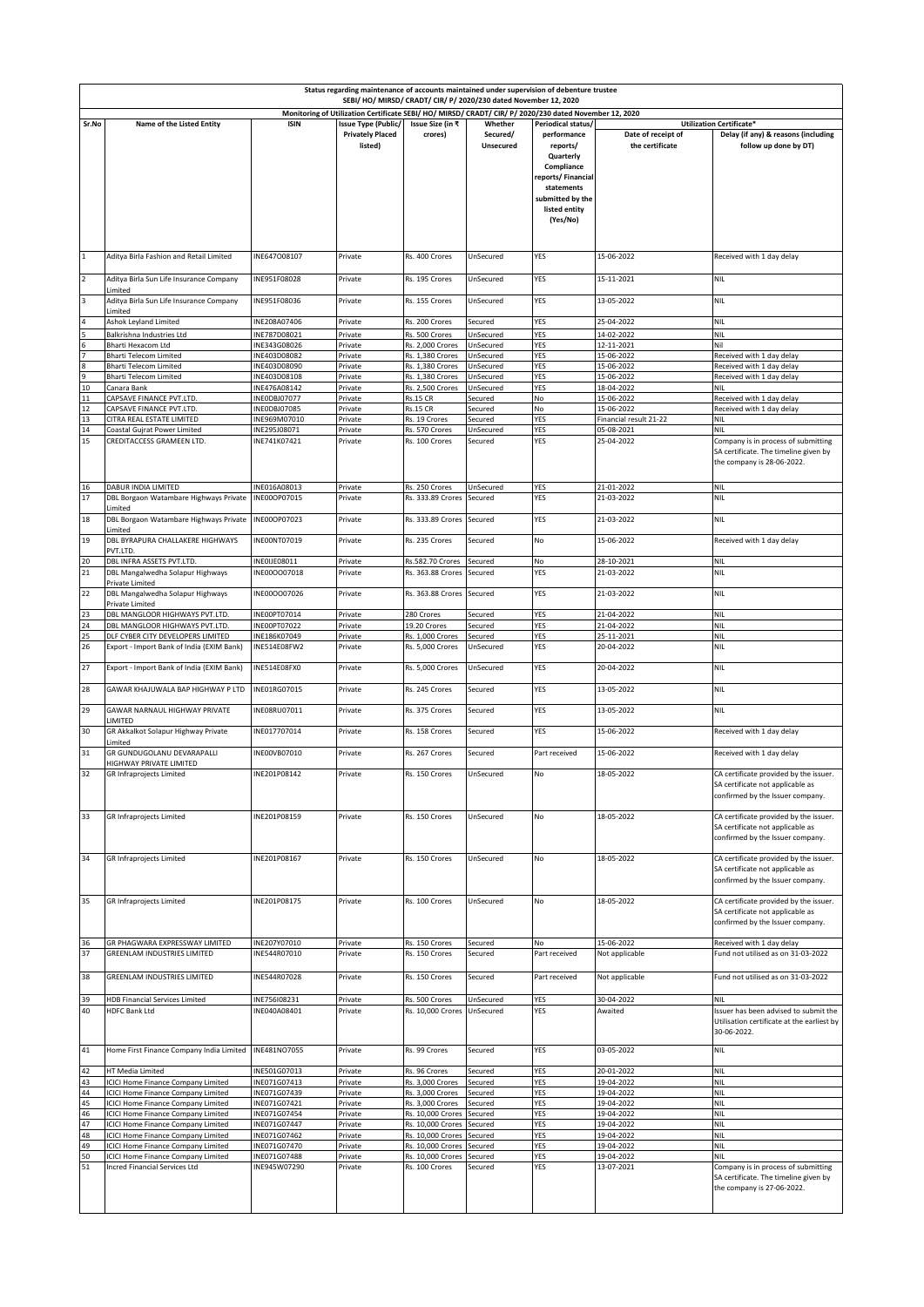## Status regarding maintenance of accounts maintained under supervision of debenture trustee

SEBI/ HO/ MIRSD/ CRADT/ CIR/ P/ 2020/230 dated November 12, 2020

Monitoring of Utilization Certificate SEBI/ HO/ MIRSD/ CRADT/ CIR/ P/ 2020/230 dated November 12, 2020

| Sr.No | Name of the Listed Entity | ISIN | Issue Type (Public/ Privately Placed listed) | Issue Size (in ₹ crores) | Whether Secured/ Unsecured | Periodical status/ performance reports/ Quarterly Compliance reports/ Financial statements submitted by the listed entity (Yes/No) | Utilization Certificate* | |
|---|---|---|---|---|---|---|---|---|
| | | | | | | | Date of receipt of the certificate | Delay (if any) & reasons (including follow up done by DT) |
| 1 | Aditya Birla Fashion and Retail Limited | INE647O08107 | Private | Rs. 400 Crores | UnSecured | YES | 15-06-2022 | Received with 1 day delay |
| 2 | Aditya Birla Sun Life Insurance Company Limited | INE951F08028 | Private | Rs. 195 Crores | UnSecured | YES | 15-11-2021 | NIL |
| 3 | Aditya Birla Sun Life Insurance Company Limited | INE951F08036 | Private | Rs. 155 Crores | UnSecured | YES | 13-05-2022 | NIL |
| 4 | Ashok Leyland Limited | INE208A07406 | Private | Rs. 200 Crores | Secured | YES | 25-04-2022 | NIL |
| 5 | Balkrishna Industries Ltd | INE787D08021 | Private | Rs. 500 Crores | UnSecured | YES | 14-02-2022 | NIL |
| 6 | Bharti Hexacom Ltd | INE343G08026 | Private | Rs. 2,000 Crores | UnSecured | YES | 12-11-2021 | Nil |
| 7 | Bharti Telecom Limited | INE403D08082 | Private | Rs. 1,380 Crores | UnSecured | YES | 15-06-2022 | Received with 1 day delay |
| 8 | Bharti Telecom Limited | INE403D08090 | Private | Rs. 1,380 Crores | UnSecured | YES | 15-06-2022 | Received with 1 day delay |
| 9 | Bharti Telecom Limited | INE403D08108 | Private | Rs. 1,380 Crores | UnSecured | YES | 15-06-2022 | Received with 1 day delay |
| 10 | Canara Bank | INE476A08142 | Private | Rs. 2,500 Crores | UnSecured | YES | 18-04-2022 | NIL |
| 11 | CAPSAVE FINANCE PVT.LTD. | INE0DBJ07077 | Private | Rs.15 CR | Secured | No | 15-06-2022 | Received with 1 day delay |
| 12 | CAPSAVE FINANCE PVT.LTD. | INE0DBJ07085 | Private | Rs.15 CR | Secured | No | 15-06-2022 | Received with 1 day delay |
| 13 | CITRA REAL ESTATE LIMITED | INE969M07010 | Private | Rs. 19 Crores | Secured | YES | Financial result 21-22 | NIL |
| 14 | Coastal Gujrat Power Limited | INE295J08071 | Private | Rs. 570 Crores | UnSecured | YES | 05-08-2021 | NIL |
| 15 | CREDITACCESS GRAMEEN LTD. | INE741K07421 | Private | Rs. 100 Crores | Secured | YES | 25-04-2022 | Company is in process of submitting SA certificate. The timeline given by the company is 28-06-2022. |
| 16 | DABUR INDIA LIMITED | INE016A08013 | Private | Rs. 250 Crores | UnSecured | YES | 21-01-2022 | NIL |
| 17 | DBL Borgaon Watambare Highways Private Limited | INE00OP07015 | Private | Rs. 333.89 Crores | Secured | YES | 21-03-2022 | NIL |
| 18 | DBL Borgaon Watambare Highways Private Limited | INE00OP07023 | Private | Rs. 333.89 Crores | Secured | YES | 21-03-2022 | NIL |
| 19 | DBL BYRAPURA CHALLAKERE HIGHWAYS PVT.LTD. | INE00NT07019 | Private | Rs. 235 Crores | Secured | No | 15-06-2022 | Received with 1 day delay |
| 20 | DBL INFRA ASSETS PVT.LTD. | INE0IJE08011 | Private | Rs.582.70 Crores | Secured | No | 28-10-2021 | NIL |
| 21 | DBL Mangalwedha Solapur Highways Private Limited | INE00OO07018 | Private | Rs. 363.88 Crores | Secured | YES | 21-03-2022 | NIL |
| 22 | DBL Mangalwedha Solapur Highways Private Limited | INE00OO07026 | Private | Rs. 363.88 Crores | Secured | YES | 21-03-2022 | NIL |
| 23 | DBL MANGLOOR HIGHWAYS PVT.LTD. | INE00PT07014 | Private | 280 Crores | Secured | YES | 21-04-2022 | NIL |
| 24 | DBL MANGLOOR HIGHWAYS PVT.LTD. | INE00PT07022 | Private | 19.20 Crores | Secured | YES | 21-04-2022 | NIL |
| 25 | DLF CYBER CITY DEVELOPERS LIMITED | INE186K07049 | Private | Rs. 1,000 Crores | Secured | YES | 25-11-2021 | NIL |
| 26 | Export - Import Bank of India (EXIM Bank) | INE514E08FW2 | Private | Rs. 5,000 Crores | UnSecured | YES | 20-04-2022 | NIL |
| 27 | Export - Import Bank of India (EXIM Bank) | INE514E08FX0 | Private | Rs. 5,000 Crores | UnSecured | YES | 20-04-2022 | NIL |
| 28 | GAWAR KHAJUWALA BAP HIGHWAY P LTD | INE01RG07015 | Private | Rs. 245 Crores | Secured | YES | 13-05-2022 | NIL |
| 29 | GAWAR NARNAUL HIGHWAY PRIVATE LIMITED | INE08RU07011 | Private | Rs. 375 Crores | Secured | YES | 13-05-2022 | NIL |
| 30 | GR Akkalkot Solapur Highway Private Limited | INE017707014 | Private | Rs. 158 Crores | Secured | YES | 15-06-2022 | Received with 1 day delay |
| 31 | GR GUNDUGOLANU DEVARAPALLI HIGHWAY PRIVATE LIMITED | INE00VB07010 | Private | Rs. 267 Crores | Secured | Part received | 15-06-2022 | Received with 1 day delay |
| 32 | GR Infraprojects Limited | INE201P08142 | Private | Rs. 150 Crores | UnSecured | No | 18-05-2022 | CA certificate provided by the issuer. SA certificate not applicable as confirmed by the Issuer company. |
| 33 | GR Infraprojects Limited | INE201P08159 | Private | Rs. 150 Crores | UnSecured | No | 18-05-2022 | CA certificate provided by the issuer. SA certificate not applicable as confirmed by the Issuer company. |
| 34 | GR Infraprojects Limited | INE201P08167 | Private | Rs. 150 Crores | UnSecured | No | 18-05-2022 | CA certificate provided by the issuer. SA certificate not applicable as confirmed by the Issuer company. |
| 35 | GR Infraprojects Limited | INE201P08175 | Private | Rs. 100 Crores | UnSecured | No | 18-05-2022 | CA certificate provided by the issuer. SA certificate not applicable as confirmed by the Issuer company. |
| 36 | GR PHAGWARA EXPRESSWAY LIMITED | INE207Y07010 | Private | Rs. 150 Crores | Secured | No | 15-06-2022 | Received with 1 day delay |
| 37 | GREENLAM INDUSTRIES LIMITED | INE544R07010 | Private | Rs. 150 Crores | Secured | Part received | Not applicable | Fund not utilised as on 31-03-2022 |
| 38 | GREENLAM INDUSTRIES LIMITED | INE544R07028 | Private | Rs. 150 Crores | Secured | Part received | Not applicable | Fund not utilised as on 31-03-2022 |
| 39 | HDB Financial Services Limited | INE756I08231 | Private | Rs. 500 Crores | UnSecured | YES | 30-04-2022 | NIL |
| 40 | HDFC Bank Ltd | INE040A08401 | Private | Rs. 10,000 Crores | UnSecured | YES | Awaited | Issuer has been advised to submit the Utilisation certificate at the earliest by 30-06-2022. |
| 41 | Home First Finance Company India Limited | INE481NO7055 | Private | Rs. 99 Crores | Secured | YES | 03-05-2022 | NIL |
| 42 | HT Media Limited | INE501G07013 | Private | Rs. 96 Crores | Secured | YES | 20-01-2022 | NIL |
| 43 | ICICI Home Finance Company Limited | INE071G07413 | Private | Rs. 3,000 Crores | Secured | YES | 19-04-2022 | NIL |
| 44 | ICICI Home Finance Company Limited | INE071G07439 | Private | Rs. 3,000 Crores | Secured | YES | 19-04-2022 | NIL |
| 45 | ICICI Home Finance Company Limited | INE071G07421 | Private | Rs. 3,000 Crores | Secured | YES | 19-04-2022 | NIL |
| 46 | ICICI Home Finance Company Limited | INE071G07454 | Private | Rs. 10,000 Crores | Secured | YES | 19-04-2022 | NIL |
| 47 | ICICI Home Finance Company Limited | INE071G07447 | Private | Rs. 10,000 Crores | Secured | YES | 19-04-2022 | NIL |
| 48 | ICICI Home Finance Company Limited | INE071G07462 | Private | Rs. 10,000 Crores | Secured | YES | 19-04-2022 | NIL |
| 49 | ICICI Home Finance Company Limited | INE071G07470 | Private | Rs. 10,000 Crores | Secured | YES | 19-04-2022 | NIL |
| 50 | ICICI Home Finance Company Limited | INE071G07488 | Private | Rs. 10,000 Crores | Secured | YES | 19-04-2022 | NIL |
| 51 | Incred Financial Services Ltd | INE945W07290 | Private | Rs. 100 Crores | Secured | YES | 13-07-2021 | Company is in process of submitting SA certificate. The timeline given by the company is 27-06-2022. |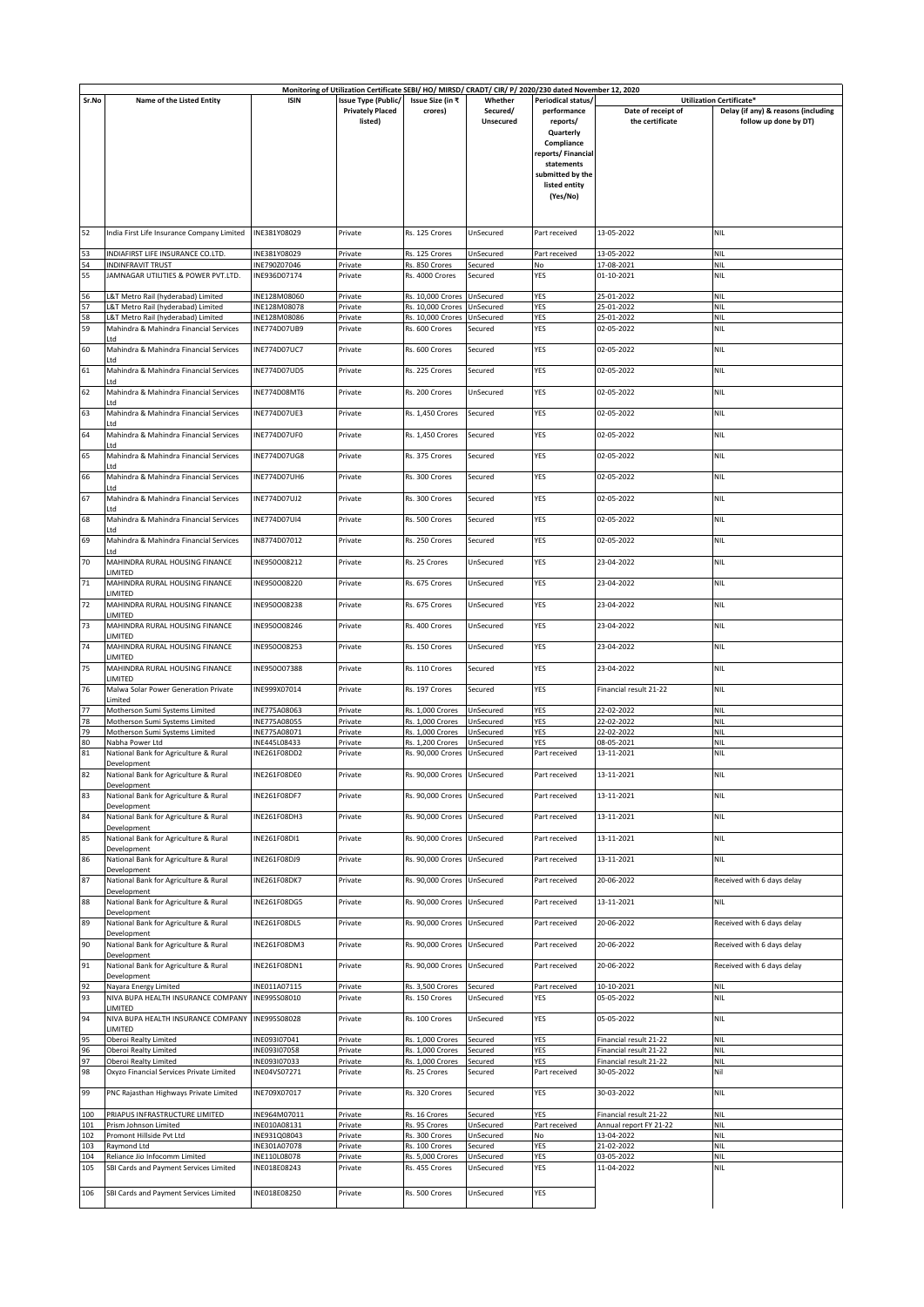| Monitoring of Utilization Certificate SEBI/ HO/ MIRSD/ CRADT/ CIR/ P/ 2020/230 dated November 12, 2020 | | | | | | | | |
|---|---|---|---|---|---|---|---|---|
| Sr.No | Name of the Listed Entity | ISIN | Issue Type (Public/ Privately Placed listed) | Issue Size (in ₹ crores) | Whether Secured/ Unsecured | Periodical status/ performance reports/ Quarterly Compliance reports/ Financial statements submitted by the listed entity (Yes/No) | Utilization Certificate* | |
| | | | | | | | Date of receipt of the certificate | Delay (if any) & reasons (including follow up done by DT) |
| 52 | India First Life Insurance Company Limited | INE381Y08029 | Private | Rs. 125 Crores | UnSecured | Part received | 13-05-2022 | NIL |
| 53 | INDIAFIRST LIFE INSURANCE CO.LTD. | INE381Y08029 | Private | Rs. 125 Crores | UnSecured | Part received | 13-05-2022 | NIL |
| 54 | INDINFRAVIT TRUST | INE790Z07046 | Private | Rs. 850 Crores | Secured | No | 17-08-2021 | NIL |
| 55 | JAMNAGAR UTILITIES & POWER PVT.LTD. | INE936D07174 | Private | Rs. 4000 Crores | Secured | YES | 01-10-2021 | NIL |
| 56 | L&T Metro Rail (hyderabad) Limited | INE128M08060 | Private | Rs. 10,000 Crores | UnSecured | YES | 25-01-2022 | NIL |
| 57 | L&T Metro Rail (hyderabad) Limited | INE128M08078 | Private | Rs. 10,000 Crores | UnSecured | YES | 25-01-2022 | NIL |
| 58 | L&T Metro Rail (hyderabad) Limited | INE128M08086 | Private | Rs. 10,000 Crores | UnSecured | YES | 25-01-2022 | NIL |
| 59 | Mahindra & Mahindra Financial Services Ltd | INE774D07UB9 | Private | Rs. 600 Crores | Secured | YES | 02-05-2022 | NIL |
| 60 | Mahindra & Mahindra Financial Services Ltd | INE774D07UC7 | Private | Rs. 600 Crores | Secured | YES | 02-05-2022 | NIL |
| 61 | Mahindra & Mahindra Financial Services Ltd | INE774D07UD5 | Private | Rs. 225 Crores | Secured | YES | 02-05-2022 | NIL |
| 62 | Mahindra & Mahindra Financial Services Ltd | INE774D08MT6 | Private | Rs. 200 Crores | UnSecured | YES | 02-05-2022 | NIL |
| 63 | Mahindra & Mahindra Financial Services Ltd | INE774D07UE3 | Private | Rs. 1,450 Crores | Secured | YES | 02-05-2022 | NIL |
| 64 | Mahindra & Mahindra Financial Services Ltd | INE774D07UF0 | Private | Rs. 1,450 Crores | Secured | YES | 02-05-2022 | NIL |
| 65 | Mahindra & Mahindra Financial Services Ltd | INE774D07UG8 | Private | Rs. 375 Crores | Secured | YES | 02-05-2022 | NIL |
| 66 | Mahindra & Mahindra Financial Services Ltd | INE774D07UH6 | Private | Rs. 300 Crores | Secured | YES | 02-05-2022 | NIL |
| 67 | Mahindra & Mahindra Financial Services Ltd | INE774D07UJ2 | Private | Rs. 300 Crores | Secured | YES | 02-05-2022 | NIL |
| 68 | Mahindra & Mahindra Financial Services Ltd | INE774D07UI4 | Private | Rs. 500 Crores | Secured | YES | 02-05-2022 | NIL |
| 69 | Mahindra & Mahindra Financial Services Ltd | IN8774D07012 | Private | Rs. 250 Crores | Secured | YES | 02-05-2022 | NIL |
| 70 | MAHINDRA RURAL HOUSING FINANCE LIMITED | INE950O08212 | Private | Rs. 25 Crores | UnSecured | YES | 23-04-2022 | NIL |
| 71 | MAHINDRA RURAL HOUSING FINANCE LIMITED | INE950O08220 | Private | Rs. 675 Crores | UnSecured | YES | 23-04-2022 | NIL |
| 72 | MAHINDRA RURAL HOUSING FINANCE LIMITED | INE950O08238 | Private | Rs. 675 Crores | UnSecured | YES | 23-04-2022 | NIL |
| 73 | MAHINDRA RURAL HOUSING FINANCE LIMITED | INE950O08246 | Private | Rs. 400 Crores | UnSecured | YES | 23-04-2022 | NIL |
| 74 | MAHINDRA RURAL HOUSING FINANCE LIMITED | INE950O08253 | Private | Rs. 150 Crores | UnSecured | YES | 23-04-2022 | NIL |
| 75 | MAHINDRA RURAL HOUSING FINANCE LIMITED | INE950O07388 | Private | Rs. 110 Crores | Secured | YES | 23-04-2022 | NIL |
| 76 | Malwa Solar Power Generation Private Limited | INE999X07014 | Private | Rs. 197 Crores | Secured | YES | Financial result 21-22 | NIL |
| 77 | Motherson Sumi Systems Limited | INE775A08063 | Private | Rs. 1,000 Crores | UnSecured | YES | 22-02-2022 | NIL |
| 78 | Motherson Sumi Systems Limited | INE775A08055 | Private | Rs. 1,000 Crores | UnSecured | YES | 22-02-2022 | NIL |
| 79 | Motherson Sumi Systems Limited | INE775A08071 | Private | Rs. 1,000 Crores | UnSecured | YES | 22-02-2022 | NIL |
| 80 | Nabha Power Ltd | INE445L08433 | Private | Rs. 1,200 Crores | UnSecured | YES | 08-05-2021 | NIL |
| 81 | National Bank for Agriculture & Rural Development | INE261F08DD2 | Private | Rs. 90,000 Crores | UnSecured | Part received | 13-11-2021 | NIL |
| 82 | National Bank for Agriculture & Rural Development | INE261F08DE0 | Private | Rs. 90,000 Crores | UnSecured | Part received | 13-11-2021 | NIL |
| 83 | National Bank for Agriculture & Rural Development | INE261F08DF7 | Private | Rs. 90,000 Crores | UnSecured | Part received | 13-11-2021 | NIL |
| 84 | National Bank for Agriculture & Rural Development | INE261F08DH3 | Private | Rs. 90,000 Crores | UnSecured | Part received | 13-11-2021 | NIL |
| 85 | National Bank for Agriculture & Rural Development | INE261F08DI1 | Private | Rs. 90,000 Crores | UnSecured | Part received | 13-11-2021 | NIL |
| 86 | National Bank for Agriculture & Rural Development | INE261F08DJ9 | Private | Rs. 90,000 Crores | UnSecured | Part received | 13-11-2021 | NIL |
| 87 | National Bank for Agriculture & Rural Development | INE261F08DK7 | Private | Rs. 90,000 Crores | UnSecured | Part received | 20-06-2022 | Received with 6 days delay |
| 88 | National Bank for Agriculture & Rural Development | INE261F08DG5 | Private | Rs. 90,000 Crores | UnSecured | Part received | 13-11-2021 | NIL |
| 89 | National Bank for Agriculture & Rural Development | INE261F08DL5 | Private | Rs. 90,000 Crores | UnSecured | Part received | 20-06-2022 | Received with 6 days delay |
| 90 | National Bank for Agriculture & Rural Development | INE261F08DM3 | Private | Rs. 90,000 Crores | UnSecured | Part received | 20-06-2022 | Received with 6 days delay |
| 91 | National Bank for Agriculture & Rural Development | INE261F08DN1 | Private | Rs. 90,000 Crores | UnSecured | Part received | 20-06-2022 | Received with 6 days delay |
| 92 | Nayara Energy Limited | INE011A07115 | Private | Rs. 3,500 Crores | Secured | Part received | 10-10-2021 | NIL |
| 93 | NIVA BUPA HEALTH INSURANCE COMPANY LIMITED | INE995S08010 | Private | Rs. 150 Crores | UnSecured | YES | 05-05-2022 | NIL |
| 94 | NIVA BUPA HEALTH INSURANCE COMPANY LIMITED | INE995S08028 | Private | Rs. 100 Crores | UnSecured | YES | 05-05-2022 | NIL |
| 95 | Oberoi Realty Limited | INE093I07041 | Private | Rs. 1,000 Crores | Secured | YES | Financial result 21-22 | NIL |
| 96 | Oberoi Realty Limited | INE093I07058 | Private | Rs. 1,000 Crores | Secured | YES | Financial result 21-22 | NIL |
| 97 | Oberoi Realty Limited | INE093I07033 | Private | Rs. 1,000 Crores | Secured | YES | Financial result 21-22 | NIL |
| 98 | Oxyzo Financial Services Private Limited | INE04VS07271 | Private | Rs. 25 Crores | Secured | Part received | 30-05-2022 | Nil |
| 99 | PNC Rajasthan Highways Private Limited | INE709X07017 | Private | Rs. 320 Crores | Secured | YES | 30-03-2022 | NIL |
| 100 | PRIAPUS INFRASTRUCTURE LIMITED | INE964M07011 | Private | Rs. 16 Crores | Secured | YES | Financial result 21-22 | NIL |
| 101 | Prism Johnson Limited | INE010A08131 | Private | Rs. 95 Crores | UnSecured | Part received | Annual report FY 21-22 | NIL |
| 102 | Promont Hillside Pvt Ltd | INE931Q08043 | Private | Rs. 300 Crores | UnSecured | No | 13-04-2022 | NIL |
| 103 | Raymond Ltd | INE301A07078 | Private | Rs. 100 Crores | Secured | YES | 21-02-2022 | NIL |
| 104 | Reliance Jio Infocomm Limited | INE110L08078 | Private | Rs. 5,000 Crores | UnSecured | YES | 03-05-2022 | NIL |
| 105 | SBI Cards and Payment Services Limited | INE018E08243 | Private | Rs. 455 Crores | UnSecured | YES | 11-04-2022 | NIL |
| 106 | SBI Cards and Payment Services Limited | INE018E08250 | Private | Rs. 500 Crores | UnSecured | YES | | |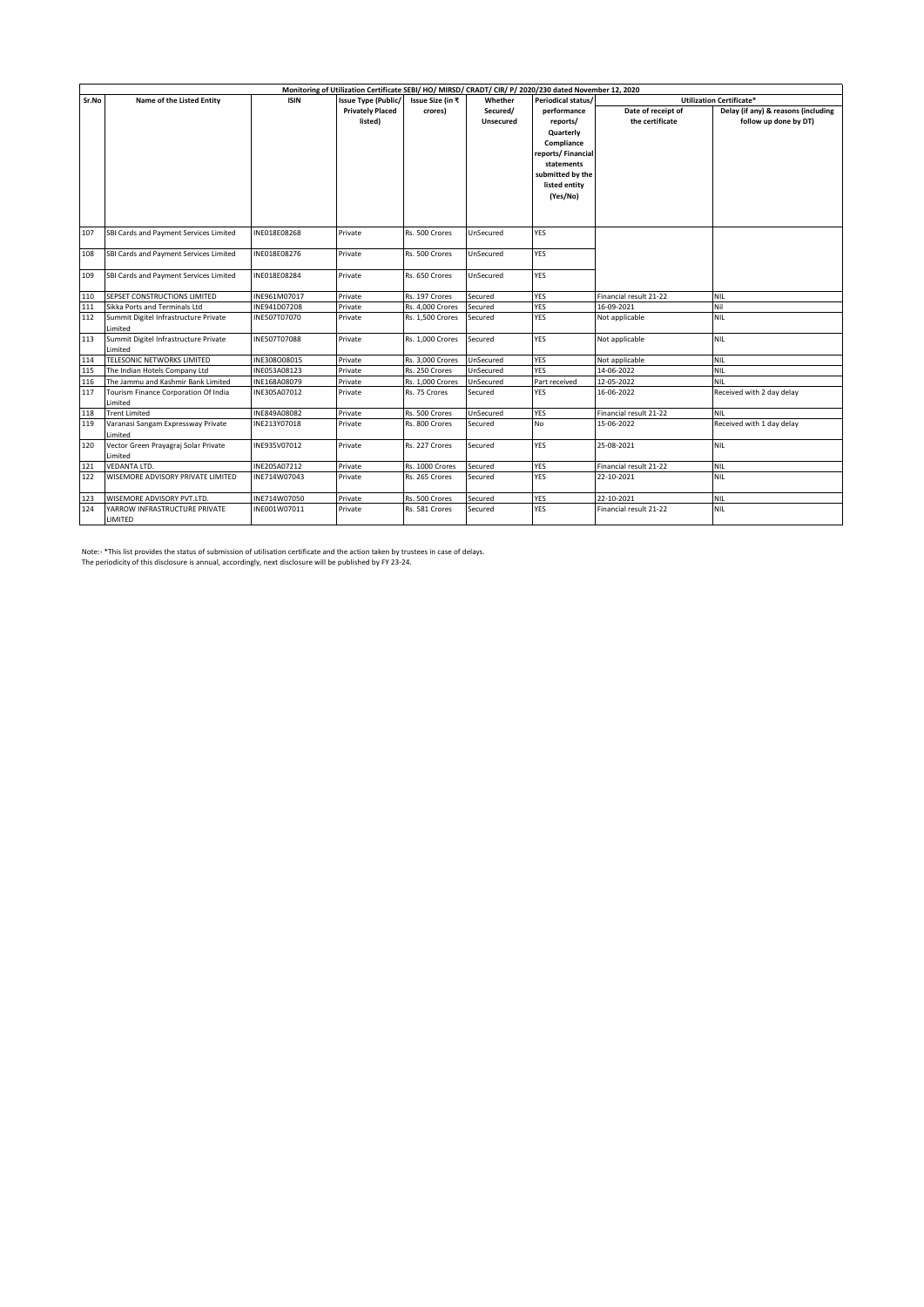| Monitoring of Utilization Certificate SEBI/ HO/ MIRSD/ CRADT/ CIR/ P/ 2020/230 dated November 12, 2020 | | | | | | | | |
|---|---|---|---|---|---|---|---|---|
| Sr.No | Name of the Listed Entity | ISIN | Issue Type (Public/ Privately Placed listed) | Issue Size (in ₹ crores) | Whether Secured/ Unsecured | Periodical status/ performance reports/ Quarterly Compliance reports/ Financial statements submitted by the listed entity (Yes/No) | Utilization Certificate* | |
| | | | | | | | Date of receipt of the certificate | Delay (if any) & reasons (including follow up done by DT) |
| 107 | SBI Cards and Payment Services Limited | INE018E08268 | Private | Rs. 500 Crores | UnSecured | YES | | |
| 108 | SBI Cards and Payment Services Limited | INE018E08276 | Private | Rs. 500 Crores | UnSecured | YES | | |
| 109 | SBI Cards and Payment Services Limited | INE018E08284 | Private | Rs. 650 Crores | UnSecured | YES | | |
| 110 | SEPSET CONSTRUCTIONS LIMITED | INE961M07017 | Private | Rs. 197 Crores | Secured | YES | Financial result 21-22 | NIL |
| 111 | Sikka Ports and Terminals Ltd | INE941D07208 | Private | Rs. 4,000 Crores | Secured | YES | 16-09-2021 | Nil |
| 112 | Summit Digitel Infrastructure Private Limited | INE507T07070 | Private | Rs. 1,500 Crores | Secured | YES | Not applicable | NIL |
| 113 | Summit Digitel Infrastructure Private Limited | INE507T07088 | Private | Rs. 1,000 Crores | Secured | YES | Not applicable | NIL |
| 114 | TELESONIC NETWORKS LIMITED | INE308O08015 | Private | Rs. 3,000 Crores | UnSecured | YES | Not applicable | NIL |
| 115 | The Indian Hotels Company Ltd | INE053A08123 | Private | Rs. 250 Crores | UnSecured | YES | 14-06-2022 | NIL |
| 116 | The Jammu and Kashmir Bank Limited | INE168A08079 | Private | Rs. 1,000 Crores | UnSecured | Part received | 12-05-2022 | NIL |
| 117 | Tourism Finance Corporation Of India Limited | INE305A07012 | Private | Rs. 75 Crores | Secured | YES | 16-06-2022 | Received with 2 day delay |
| 118 | Trent Limited | INE849A08082 | Private | Rs. 500 Crores | UnSecured | YES | Financial result 21-22 | NIL |
| 119 | Varanasi Sangam Expressway Private Limited | INE213Y07018 | Private | Rs. 800 Crores | Secured | No | 15-06-2022 | Received with 1 day delay |
| 120 | Vector Green Prayagraj Solar Private Limited | INE935V07012 | Private | Rs. 227 Crores | Secured | YES | 25-08-2021 | NIL |
| 121 | VEDANTA LTD. | INE205A07212 | Private | Rs. 1000 Crores | Secured | YES | Financial result 21-22 | NIL |
| 122 | WISEMORE ADVISORY PRIVATE LIMITED | INE714W07043 | Private | Rs. 265 Crores | Secured | YES | 22-10-2021 | NIL |
| 123 | WISEMORE ADVISORY PVT.LTD. | INE714W07050 | Private | Rs. 500 Crores | Secured | YES | 22-10-2021 | NIL |
| 124 | YARROW INFRASTRUCTURE PRIVATE LIMITED | INE001W07011 | Private | Rs. 581 Crores | Secured | YES | Financial result 21-22 | NIL |

Note:- *This list provides the status of submission of utilisation certificate and the action taken by trustees in case of delays.
The periodicity of this disclosure is annual, accordingly, next disclosure will be published by FY 23-24.